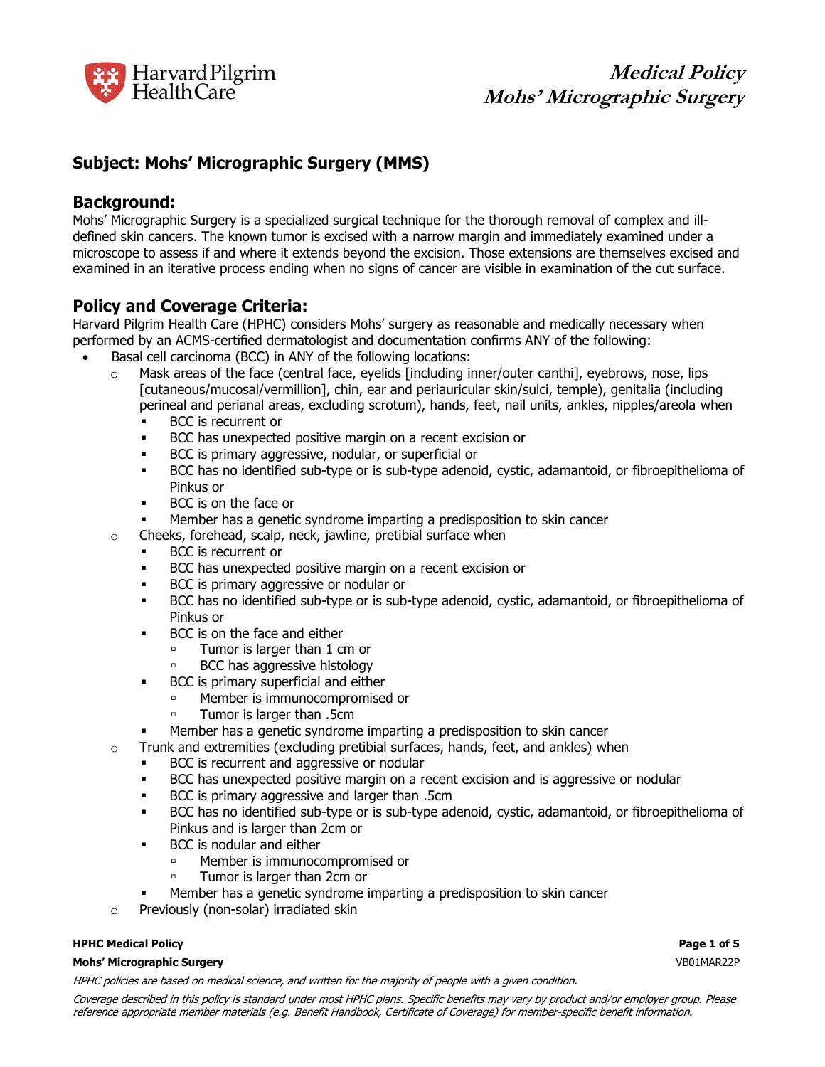# Medical Policy
# Mohs' Micrographic Surgery

## Subject: Mohs' Micrographic Surgery (MMS)

## Background:

Mohs' Micrographic Surgery is a specialized surgical technique for the thorough removal of complex and ill-defined skin cancers. The known tumor is excised with a narrow margin and immediately examined under a microscope to assess if and where it extends beyond the excision. Those extensions are themselves excised and examined in an iterative process ending when no signs of cancer are visible in examination of the cut surface.

## Policy and Coverage Criteria:

Harvard Pilgrim Health Care (HPHC) considers Mohs' surgery as reasonable and medically necessary when performed by an ACMS-certified dermatologist and documentation confirms ANY of the following:

- Basal cell carcinoma (BCC) in ANY of the following locations:
  - Mask areas of the face (central face, eyelids [including inner/outer canthi], eyebrows, nose, lips [cutaneous/mucosal/vermillion], chin, ear and periauricular skin/sulci, temple), genitalia (including perineal and perianal areas, excluding scrotum), hands, feet, nail units, ankles, nipples/areola when
    - BCC is recurrent or
    - BCC has unexpected positive margin on a recent excision or
    - BCC is primary aggressive, nodular, or superficial or
    - BCC has no identified sub-type or is sub-type adenoid, cystic, adamantoid, or fibroepithelioma of Pinkus or
    - BCC is on the face or
    - Member has a genetic syndrome imparting a predisposition to skin cancer
  - Cheeks, forehead, scalp, neck, jawline, pretibial surface when
    - BCC is recurrent or
    - BCC has unexpected positive margin on a recent excision or
    - BCC is primary aggressive or nodular or
    - BCC has no identified sub-type or is sub-type adenoid, cystic, adamantoid, or fibroepithelioma of Pinkus or
    - BCC is on the face and either
      - Tumor is larger than 1 cm or
      - BCC has aggressive histology
    - BCC is primary superficial and either
      - Member is immunocompromised or
      - Tumor is larger than .5cm
    - Member has a genetic syndrome imparting a predisposition to skin cancer
  - Trunk and extremities (excluding pretibial surfaces, hands, feet, and ankles) when
    - BCC is recurrent and aggressive or nodular
    - BCC has unexpected positive margin on a recent excision and is aggressive or nodular
    - BCC is primary aggressive and larger than .5cm
    - BCC has no identified sub-type or is sub-type adenoid, cystic, adamantoid, or fibroepithelioma of Pinkus and is larger than 2cm or
    - BCC is nodular and either
      - Member is immunocompromised or
      - Tumor is larger than 2cm or
    - Member has a genetic syndrome imparting a predisposition to skin cancer
  - Previously (non-solar) irradiated skin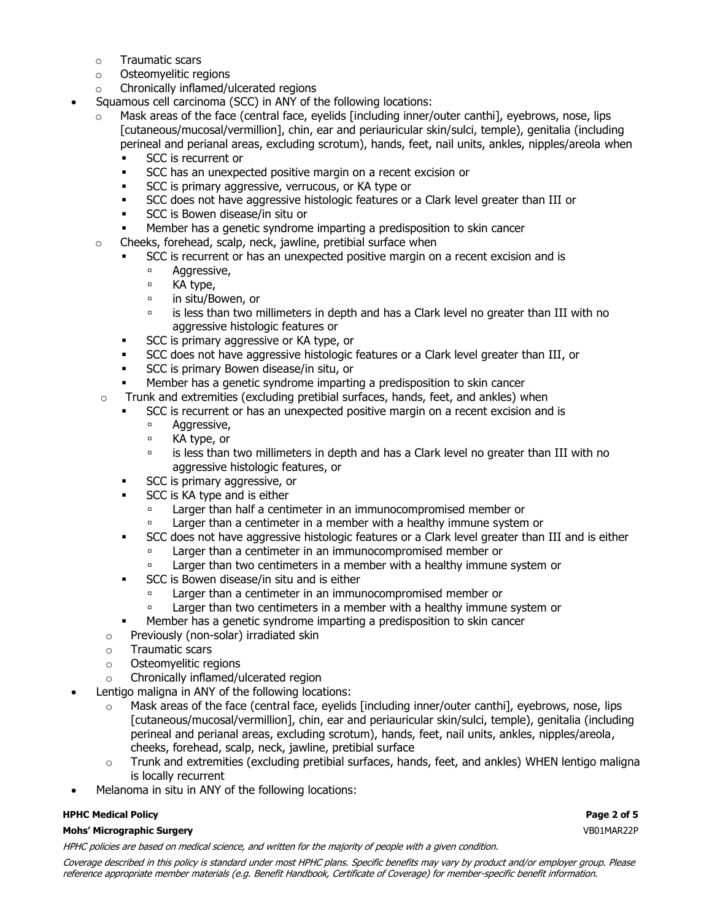- Traumatic scars
    - Osteomyelitic regions
    - Chronically inflamed/ulcerated regions
- Squamous cell carcinoma (SCC) in ANY of the following locations:
    - Mask areas of the face (central face, eyelids [including inner/outer canthi], eyebrows, nose, lips [cutaneous/mucosal/vermillion], chin, ear and periauricular skin/sulci, temple), genitalia (including perineal and perianal areas, excluding scrotum), hands, feet, nail units, ankles, nipples/areola when
        - SCC is recurrent or
        - SCC has an unexpected positive margin on a recent excision or
        - SCC is primary aggressive, verrucous, or KA type or
        - SCC does not have aggressive histologic features or a Clark level greater than III or
        - SCC is Bowen disease/in situ or
        - Member has a genetic syndrome imparting a predisposition to skin cancer
    - Cheeks, forehead, scalp, neck, jawline, pretibial surface when
        - SCC is recurrent or has an unexpected positive margin on a recent excision and is
            - Aggressive,
            - KA type,
            - in situ/Bowen, or
            - is less than two millimeters in depth and has a Clark level no greater than III with no aggressive histologic features or
        - SCC is primary aggressive or KA type, or
        - SCC does not have aggressive histologic features or a Clark level greater than III, or
        - SCC is primary Bowen disease/in situ, or
        - Member has a genetic syndrome imparting a predisposition to skin cancer
    - Trunk and extremities (excluding pretibial surfaces, hands, feet, and ankles) when
        - SCC is recurrent or has an unexpected positive margin on a recent excision and is
            - Aggressive,
            - KA type, or
            - is less than two millimeters in depth and has a Clark level no greater than III with no aggressive histologic features, or
        - SCC is primary aggressive, or
        - SCC is KA type and is either
            - Larger than half a centimeter in an immunocompromised member or
            - Larger than a centimeter in a member with a healthy immune system or
        - SCC does not have aggressive histologic features or a Clark level greater than III and is either
            - Larger than a centimeter in an immunocompromised member or
            - Larger than two centimeters in a member with a healthy immune system or
        - SCC is Bowen disease/in situ and is either
            - Larger than a centimeter in an immunocompromised member or
            - Larger than two centimeters in a member with a healthy immune system or
        - Member has a genetic syndrome imparting a predisposition to skin cancer
    - Previously (non-solar) irradiated skin
    - Traumatic scars
    - Osteomyelitic regions
    - Chronically inflamed/ulcerated region
- Lentigo maligna in ANY of the following locations:
    - Mask areas of the face (central face, eyelids [including inner/outer canthi], eyebrows, nose, lips [cutaneous/mucosal/vermillion], chin, ear and periauricular skin/sulci, temple), genitalia (including perineal and perianal areas, excluding scrotum), hands, feet, nail units, ankles, nipples/areola, cheeks, forehead, scalp, neck, jawline, pretibial surface
    - Trunk and extremities (excluding pretibial surfaces, hands, feet, and ankles) WHEN lentigo maligna is locally recurrent
- Melanoma in situ in ANY of the following locations: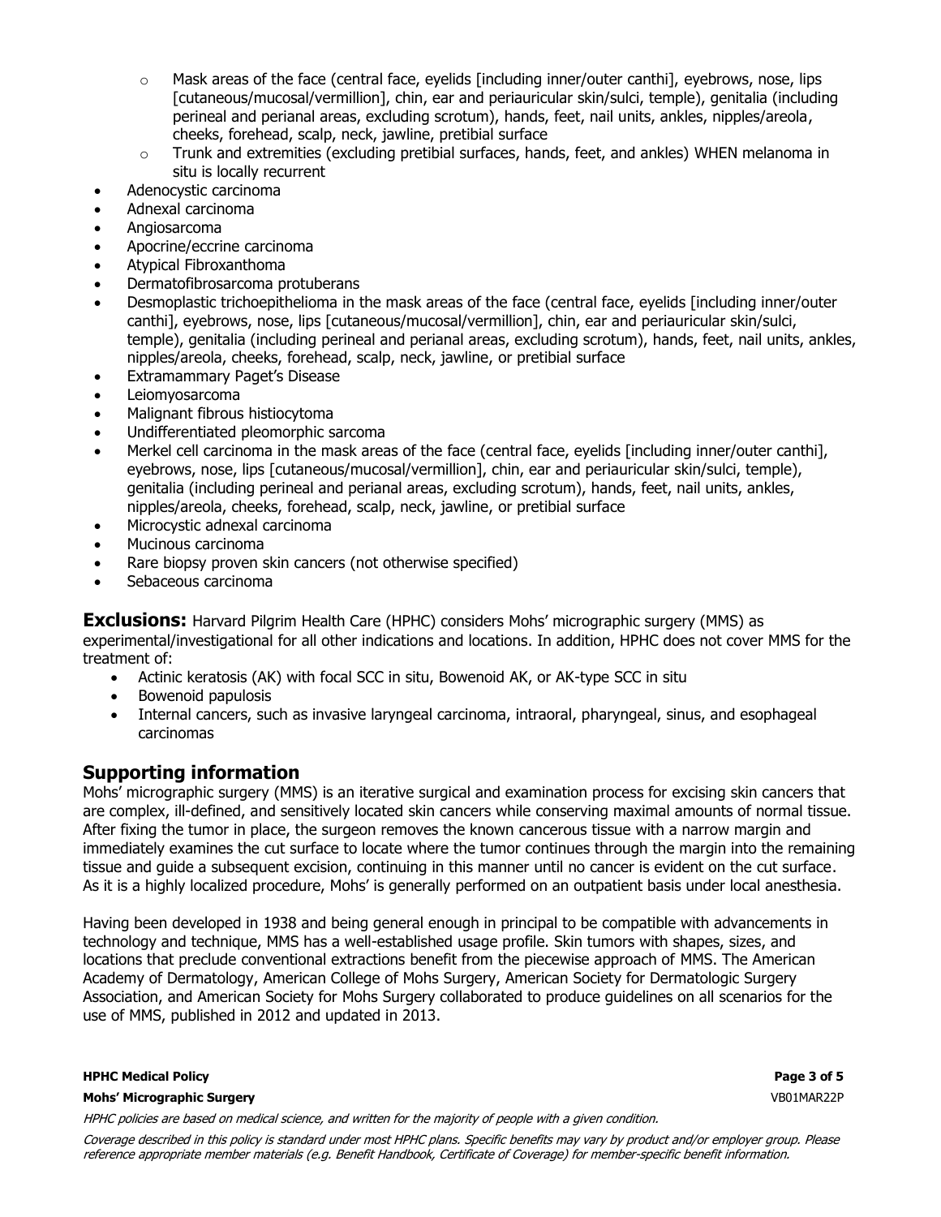- Mask areas of the face (central face, eyelids [including inner/outer canthi], eyebrows, nose, lips [cutaneous/mucosal/vermillion], chin, ear and periauricular skin/sulci, temple), genitalia (including perineal and perianal areas, excluding scrotum), hands, feet, nail units, ankles, nipples/areola, cheeks, forehead, scalp, neck, jawline, pretibial surface
  - Trunk and extremities (excluding pretibial surfaces, hands, feet, and ankles) WHEN melanoma in situ is locally recurrent
- Adenocystic carcinoma
- Adnexal carcinoma
- Angiosarcoma
- Apocrine/eccrine carcinoma
- Atypical Fibroxanthoma
- Dermatofibrosarcoma protuberans
- Desmoplastic trichoepithelioma in the mask areas of the face (central face, eyelids [including inner/outer canthi], eyebrows, nose, lips [cutaneous/mucosal/vermillion], chin, ear and periauricular skin/sulci, temple), genitalia (including perineal and perianal areas, excluding scrotum), hands, feet, nail units, ankles, nipples/areola, cheeks, forehead, scalp, neck, jawline, or pretibial surface
- Extramammary Paget's Disease
- Leiomyosarcoma
- Malignant fibrous histiocytoma
- Undifferentiated pleomorphic sarcoma
- Merkel cell carcinoma in the mask areas of the face (central face, eyelids [including inner/outer canthi], eyebrows, nose, lips [cutaneous/mucosal/vermillion], chin, ear and periauricular skin/sulci, temple), genitalia (including perineal and perianal areas, excluding scrotum), hands, feet, nail units, ankles, nipples/areola, cheeks, forehead, scalp, neck, jawline, or pretibial surface
- Microcystic adnexal carcinoma
- Mucinous carcinoma
- Rare biopsy proven skin cancers (not otherwise specified)
- Sebaceous carcinoma

**Exclusions:** Harvard Pilgrim Health Care (HPHC) considers Mohs' micrographic surgery (MMS) as experimental/investigational for all other indications and locations. In addition, HPHC does not cover MMS for the treatment of:

- Actinic keratosis (AK) with focal SCC in situ, Bowenoid AK, or AK-type SCC in situ
- Bowenoid papulosis
- Internal cancers, such as invasive laryngeal carcinoma, intraoral, pharyngeal, sinus, and esophageal carcinomas

## Supporting information

Mohs' micrographic surgery (MMS) is an iterative surgical and examination process for excising skin cancers that are complex, ill-defined, and sensitively located skin cancers while conserving maximal amounts of normal tissue. After fixing the tumor in place, the surgeon removes the known cancerous tissue with a narrow margin and immediately examines the cut surface to locate where the tumor continues through the margin into the remaining tissue and guide a subsequent excision, continuing in this manner until no cancer is evident on the cut surface. As it is a highly localized procedure, Mohs' is generally performed on an outpatient basis under local anesthesia.

Having been developed in 1938 and being general enough in principal to be compatible with advancements in technology and technique, MMS has a well-established usage profile. Skin tumors with shapes, sizes, and locations that preclude conventional extractions benefit from the piecewise approach of MMS. The American Academy of Dermatology, American College of Mohs Surgery, American Society for Dermatologic Surgery Association, and American Society for Mohs Surgery collaborated to produce guidelines on all scenarios for the use of MMS, published in 2012 and updated in 2013.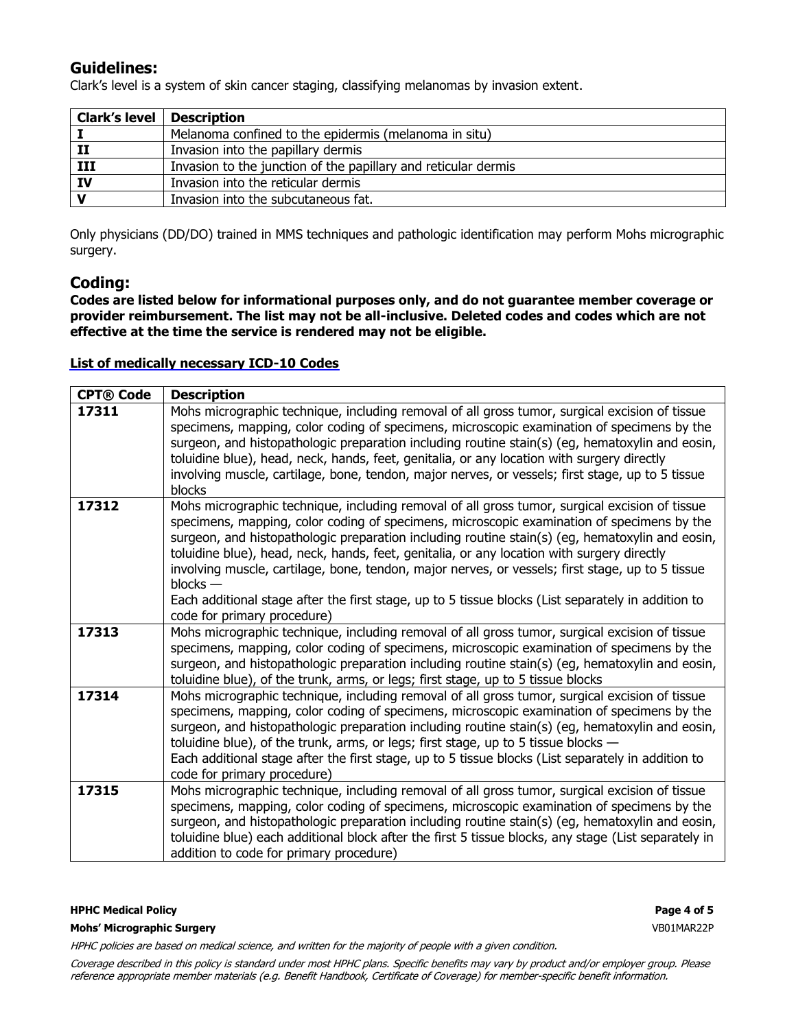## Guidelines:

Clark's level is a system of skin cancer staging, classifying melanomas by invasion extent.

| Clark's level | Description |
|---|---|
| I | Melanoma confined to the epidermis (melanoma in situ) |
| II | Invasion into the papillary dermis |
| III | Invasion to the junction of the papillary and reticular dermis |
| IV | Invasion into the reticular dermis |
| V | Invasion into the subcutaneous fat. |

Only physicians (DD/DO) trained in MMS techniques and pathologic identification may perform Mohs micrographic surgery.

## Coding:

**Codes are listed below for informational purposes only, and do not guarantee member coverage or provider reimbursement. The list may not be all-inclusive. Deleted codes and codes which are not effective at the time the service is rendered may not be eligible.**

**List of medically necessary ICD-10 Codes**

| CPT® Code | Description |
|---|---|
| 17311 | Mohs micrographic technique, including removal of all gross tumor, surgical excision of tissue specimens, mapping, color coding of specimens, microscopic examination of specimens by the surgeon, and histopathologic preparation including routine stain(s) (eg, hematoxylin and eosin, toluidine blue), head, neck, hands, feet, genitalia, or any location with surgery directly involving muscle, cartilage, bone, tendon, major nerves, or vessels; first stage, up to 5 tissue blocks |
| 17312 | Mohs micrographic technique, including removal of all gross tumor, surgical excision of tissue specimens, mapping, color coding of specimens, microscopic examination of specimens by the surgeon, and histopathologic preparation including routine stain(s) (eg, hematoxylin and eosin, toluidine blue), head, neck, hands, feet, genitalia, or any location with surgery directly involving muscle, cartilage, bone, tendon, major nerves, or vessels; first stage, up to 5 tissue blocks — Each additional stage after the first stage, up to 5 tissue blocks (List separately in addition to code for primary procedure) |
| 17313 | Mohs micrographic technique, including removal of all gross tumor, surgical excision of tissue specimens, mapping, color coding of specimens, microscopic examination of specimens by the surgeon, and histopathologic preparation including routine stain(s) (eg, hematoxylin and eosin, toluidine blue), of the trunk, arms, or legs; first stage, up to 5 tissue blocks |
| 17314 | Mohs micrographic technique, including removal of all gross tumor, surgical excision of tissue specimens, mapping, color coding of specimens, microscopic examination of specimens by the surgeon, and histopathologic preparation including routine stain(s) (eg, hematoxylin and eosin, toluidine blue), of the trunk, arms, or legs; first stage, up to 5 tissue blocks — Each additional stage after the first stage, up to 5 tissue blocks (List separately in addition to code for primary procedure) |
| 17315 | Mohs micrographic technique, including removal of all gross tumor, surgical excision of tissue specimens, mapping, color coding of specimens, microscopic examination of specimens by the surgeon, and histopathologic preparation including routine stain(s) (eg, hematoxylin and eosin, toluidine blue) each additional block after the first 5 tissue blocks, any stage (List separately in addition to code for primary procedure) |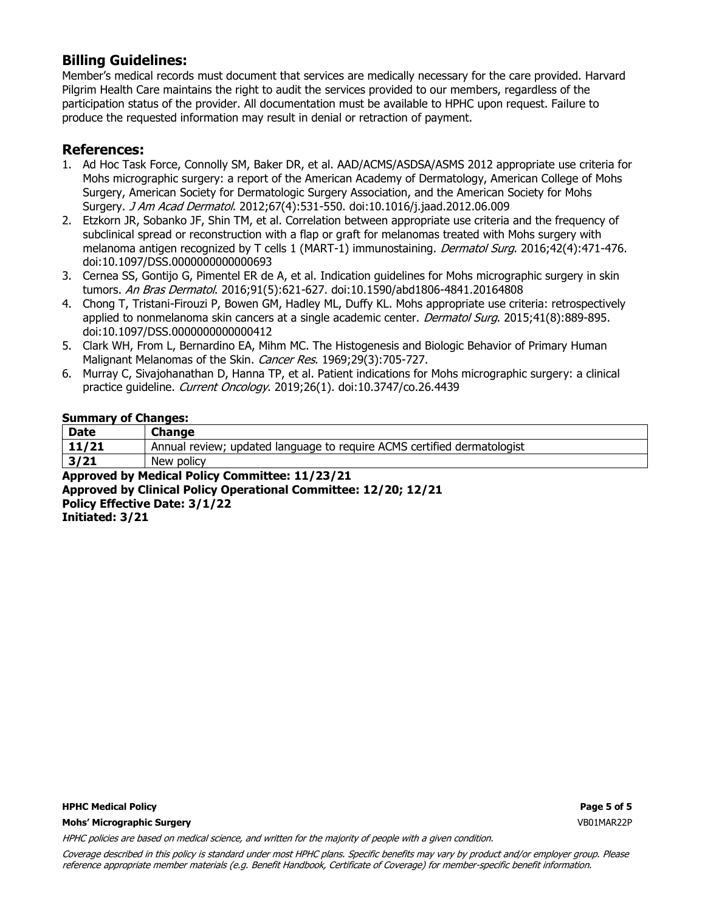## Billing Guidelines:

Member's medical records must document that services are medically necessary for the care provided. Harvard Pilgrim Health Care maintains the right to audit the services provided to our members, regardless of the participation status of the provider. All documentation must be available to HPHC upon request. Failure to produce the requested information may result in denial or retraction of payment.

## References:

1. Ad Hoc Task Force, Connolly SM, Baker DR, et al. AAD/ACMS/ASDSA/ASMS 2012 appropriate use criteria for Mohs micrographic surgery: a report of the American Academy of Dermatology, American College of Mohs Surgery, American Society for Dermatologic Surgery Association, and the American Society for Mohs Surgery. *J Am Acad Dermatol*. 2012;67(4):531-550. doi:10.1016/j.jaad.2012.06.009
2. Etzkorn JR, Sobanko JF, Shin TM, et al. Correlation between appropriate use criteria and the frequency of subclinical spread or reconstruction with a flap or graft for melanomas treated with Mohs surgery with melanoma antigen recognized by T cells 1 (MART-1) immunostaining. *Dermatol Surg*. 2016;42(4):471-476. doi:10.1097/DSS.0000000000000693
3. Cernea SS, Gontijo G, Pimentel ER de A, et al. Indication guidelines for Mohs micrographic surgery in skin tumors. *An Bras Dermatol*. 2016;91(5):621-627. doi:10.1590/abd1806-4841.20164808
4. Chong T, Tristani-Firouzi P, Bowen GM, Hadley ML, Duffy KL. Mohs appropriate use criteria: retrospectively applied to nonmelanoma skin cancers at a single academic center. *Dermatol Surg*. 2015;41(8):889-895. doi:10.1097/DSS.0000000000000412
5. Clark WH, From L, Bernardino EA, Mihm MC. The Histogenesis and Biologic Behavior of Primary Human Malignant Melanomas of the Skin. *Cancer Res*. 1969;29(3):705-727.
6. Murray C, Sivajohanathan D, Hanna TP, et al. Patient indications for Mohs micrographic surgery: a clinical practice guideline. *Current Oncology*. 2019;26(1). doi:10.3747/co.26.4439

**Summary of Changes:**

| Date | Change |
|---|---|
| 11/21 | Annual review; updated language to require ACMS certified dermatologist |
| 3/21 | New policy |

**Approved by Medical Policy Committee: 11/23/21**
**Approved by Clinical Policy Operational Committee: 12/20; 12/21**
**Policy Effective Date: 3/1/22**
**Initiated: 3/21**

*HPHC policies are based on medical science, and written for the majority of people with a given condition.*

*Coverage described in this policy is standard under most HPHC plans. Specific benefits may vary by product and/or employer group. Please reference appropriate member materials (e.g. Benefit Handbook, Certificate of Coverage) for member-specific benefit information.*